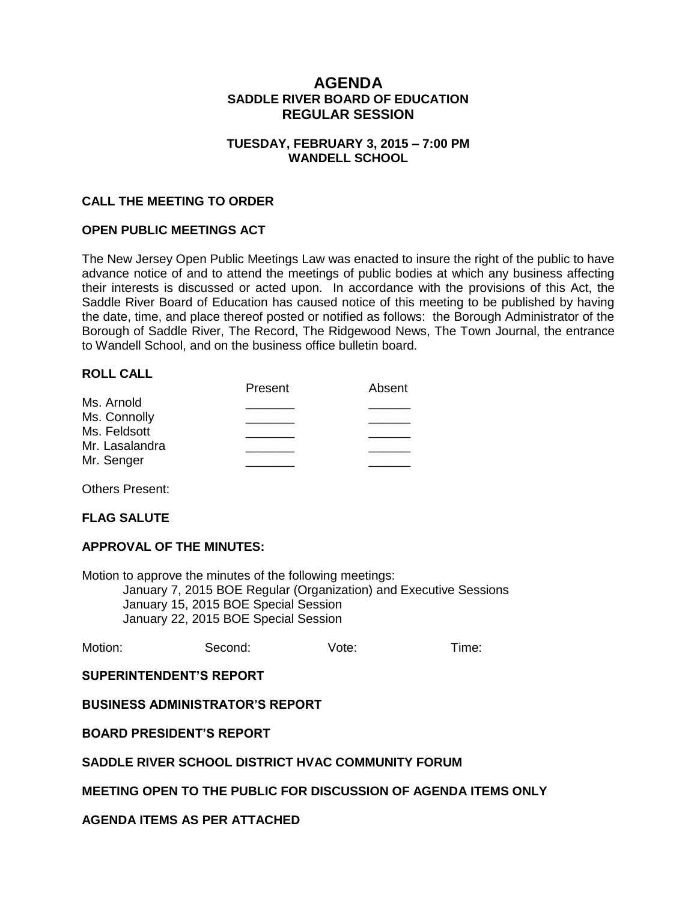# AGENDA

## SADDLE RIVER BOARD OF EDUCATION
## REGULAR SESSION

### TUESDAY, FEBRUARY 3, 2015 – 7:00 PM
### WANDELL SCHOOL

**CALL THE MEETING TO ORDER**

**OPEN PUBLIC MEETINGS ACT**

The New Jersey Open Public Meetings Law was enacted to insure the right of the public to have advance notice of and to attend the meetings of public bodies at which any business affecting their interests is discussed or acted upon. In accordance with the provisions of this Act, the Saddle River Board of Education has caused notice of this meeting to be published by having the date, time, and place thereof posted or notified as follows: the Borough Administrator of the Borough of Saddle River, The Record, The Ridgewood News, The Town Journal, the entrance to Wandell School, and on the business office bulletin board.

**ROLL CALL**

| | Present | Absent |
|---|---|---|
| Ms. Arnold | _______ | ______ |
| Ms. Connolly | _______ | ______ |
| Ms. Feldsott | _______ | ______ |
| Mr. Lasalandra | _______ | ______ |
| Mr. Senger | _______ | ______ |

Others Present:

**FLAG SALUTE**

**APPROVAL OF THE MINUTES:**

Motion to approve the minutes of the following meetings:

January 7, 2015 BOE Regular (Organization) and Executive Sessions
January 15, 2015 BOE Special Session
January 22, 2015 BOE Special Session

Motion: Second: Vote: Time:

**SUPERINTENDENT'S REPORT**

**BUSINESS ADMINISTRATOR'S REPORT**

**BOARD PRESIDENT'S REPORT**

**SADDLE RIVER SCHOOL DISTRICT HVAC COMMUNITY FORUM**

**MEETING OPEN TO THE PUBLIC FOR DISCUSSION OF AGENDA ITEMS ONLY**

**AGENDA ITEMS AS PER ATTACHED**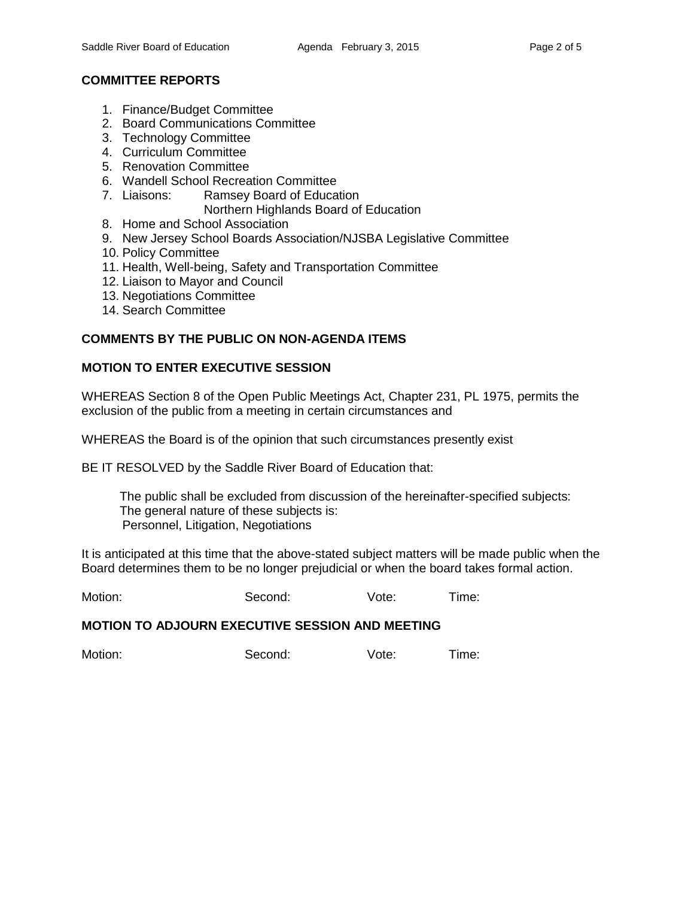## COMMITTEE REPORTS

1. Finance/Budget Committee
2. Board Communications Committee
3. Technology Committee
4. Curriculum Committee
5. Renovation Committee
6. Wandell School Recreation Committee
7. Liaisons: Ramsey Board of Education
   Northern Highlands Board of Education
8. Home and School Association
9. New Jersey School Boards Association/NJSBA Legislative Committee
10. Policy Committee
11. Health, Well-being, Safety and Transportation Committee
12. Liaison to Mayor and Council
13. Negotiations Committee
14. Search Committee

## COMMENTS BY THE PUBLIC ON NON-AGENDA ITEMS

## MOTION TO ENTER EXECUTIVE SESSION

WHEREAS Section 8 of the Open Public Meetings Act, Chapter 231, PL 1975, permits the exclusion of the public from a meeting in certain circumstances and

WHEREAS the Board is of the opinion that such circumstances presently exist

BE IT RESOLVED by the Saddle River Board of Education that:

> The public shall be excluded from discussion of the hereinafter-specified subjects:
> The general nature of these subjects is:
> Personnel, Litigation, Negotiations

It is anticipated at this time that the above-stated subject matters will be made public when the Board determines them to be no longer prejudicial or when the board takes formal action.

Motion: Second: Vote: Time:

## MOTION TO ADJOURN EXECUTIVE SESSION AND MEETING

Motion: Second: Vote: Time: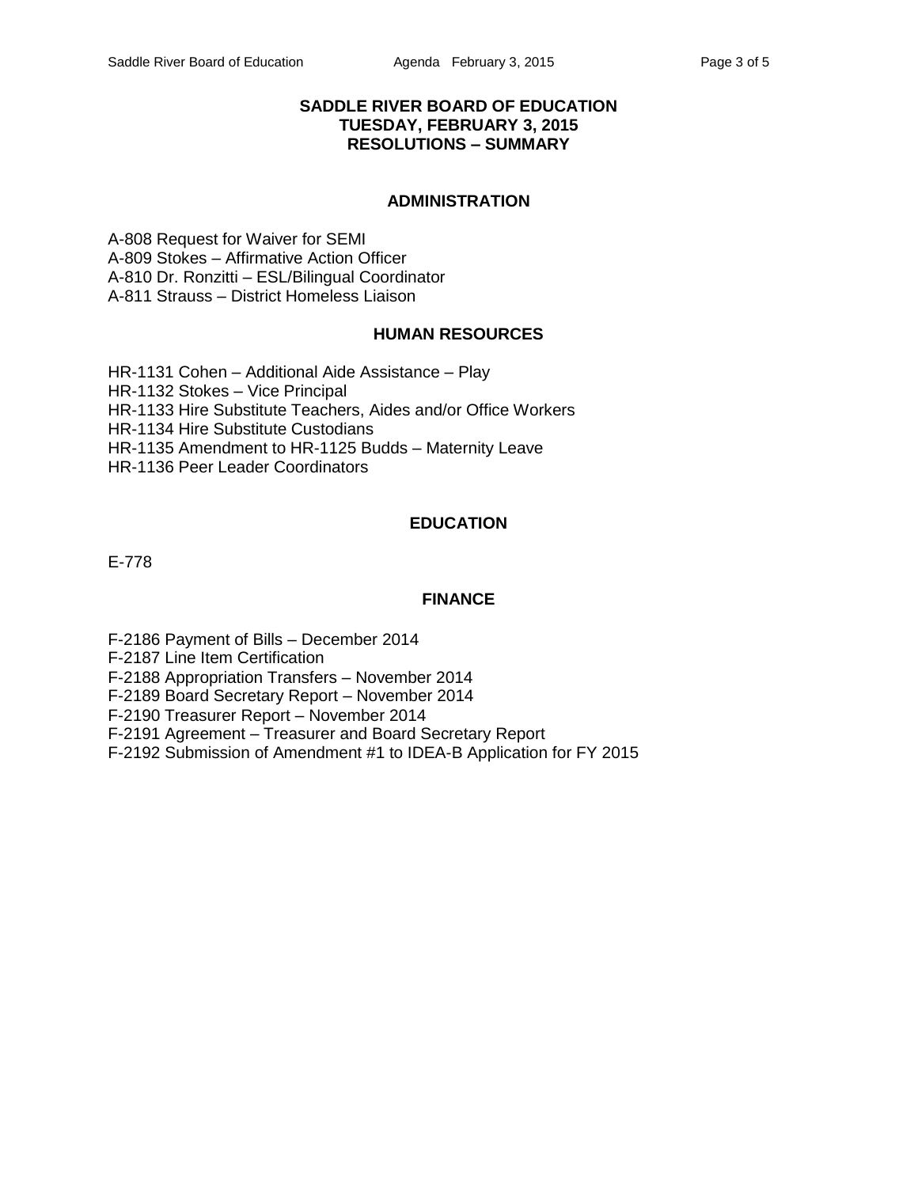# SADDLE RIVER BOARD OF EDUCATION
## TUESDAY, FEBRUARY 3, 2015
## RESOLUTIONS – SUMMARY

### ADMINISTRATION

A-808 Request for Waiver for SEMI
A-809 Stokes – Affirmative Action Officer
A-810 Dr. Ronzitti – ESL/Bilingual Coordinator
A-811 Strauss – District Homeless Liaison

### HUMAN RESOURCES

HR-1131 Cohen – Additional Aide Assistance – Play
HR-1132 Stokes – Vice Principal
HR-1133 Hire Substitute Teachers, Aides and/or Office Workers
HR-1134 Hire Substitute Custodians
HR-1135 Amendment to HR-1125 Budds – Maternity Leave
HR-1136 Peer Leader Coordinators

### EDUCATION

E-778

### FINANCE

F-2186 Payment of Bills – December 2014
F-2187 Line Item Certification
F-2188 Appropriation Transfers – November 2014
F-2189 Board Secretary Report – November 2014
F-2190 Treasurer Report – November 2014
F-2191 Agreement – Treasurer and Board Secretary Report
F-2192 Submission of Amendment #1 to IDEA-B Application for FY 2015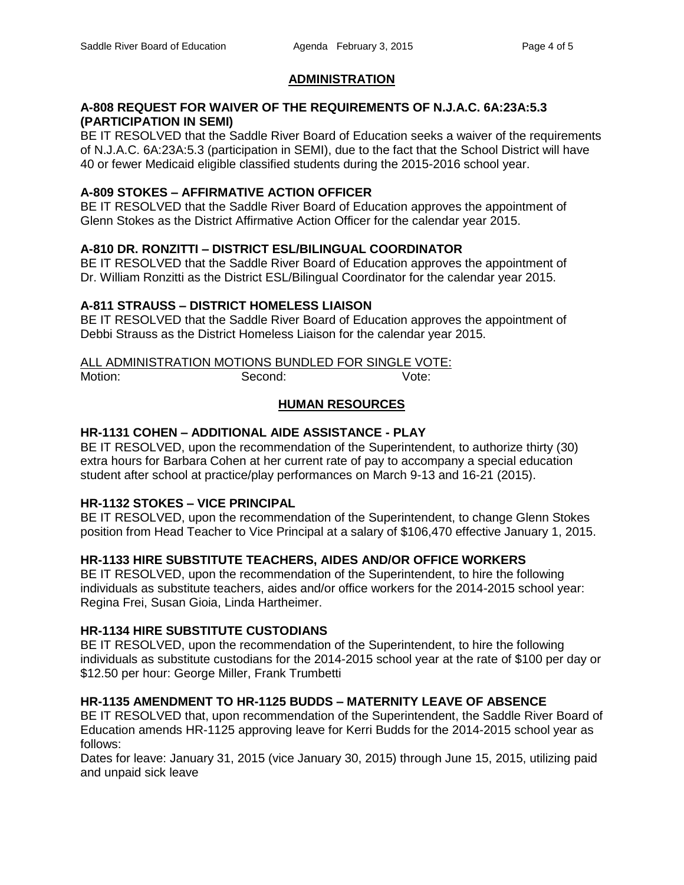## ADMINISTRATION

**A-808 REQUEST FOR WAIVER OF THE REQUIREMENTS OF N.J.A.C. 6A:23A:5.3 (PARTICIPATION IN SEMI)**

BE IT RESOLVED that the Saddle River Board of Education seeks a waiver of the requirements of N.J.A.C. 6A:23A:5.3 (participation in SEMI), due to the fact that the School District will have 40 or fewer Medicaid eligible classified students during the 2015-2016 school year.

**A-809 STOKES – AFFIRMATIVE ACTION OFFICER**

BE IT RESOLVED that the Saddle River Board of Education approves the appointment of Glenn Stokes as the District Affirmative Action Officer for the calendar year 2015.

**A-810 DR. RONZITTI – DISTRICT ESL/BILINGUAL COORDINATOR**

BE IT RESOLVED that the Saddle River Board of Education approves the appointment of Dr. William Ronzitti as the District ESL/Bilingual Coordinator for the calendar year 2015.

**A-811 STRAUSS – DISTRICT HOMELESS LIAISON**

BE IT RESOLVED that the Saddle River Board of Education approves the appointment of Debbi Strauss as the District Homeless Liaison for the calendar year 2015.

ALL ADMINISTRATION MOTIONS BUNDLED FOR SINGLE VOTE:

Motion: Second: Vote:

## HUMAN RESOURCES

**HR-1131 COHEN – ADDITIONAL AIDE ASSISTANCE - PLAY**

BE IT RESOLVED, upon the recommendation of the Superintendent, to authorize thirty (30) extra hours for Barbara Cohen at her current rate of pay to accompany a special education student after school at practice/play performances on March 9-13 and 16-21 (2015).

**HR-1132 STOKES – VICE PRINCIPAL**

BE IT RESOLVED, upon the recommendation of the Superintendent, to change Glenn Stokes position from Head Teacher to Vice Principal at a salary of $106,470 effective January 1, 2015.

**HR-1133 HIRE SUBSTITUTE TEACHERS, AIDES AND/OR OFFICE WORKERS**

BE IT RESOLVED, upon the recommendation of the Superintendent, to hire the following individuals as substitute teachers, aides and/or office workers for the 2014-2015 school year: Regina Frei, Susan Gioia, Linda Hartheimer.

**HR-1134 HIRE SUBSTITUTE CUSTODIANS**

BE IT RESOLVED, upon the recommendation of the Superintendent, to hire the following individuals as substitute custodians for the 2014-2015 school year at the rate of $100 per day or $12.50 per hour: George Miller, Frank Trumbetti

**HR-1135 AMENDMENT TO HR-1125 BUDDS – MATERNITY LEAVE OF ABSENCE**

BE IT RESOLVED that, upon recommendation of the Superintendent, the Saddle River Board of Education amends HR-1125 approving leave for Kerri Budds for the 2014-2015 school year as follows:

Dates for leave: January 31, 2015 (vice January 30, 2015) through June 15, 2015, utilizing paid and unpaid sick leave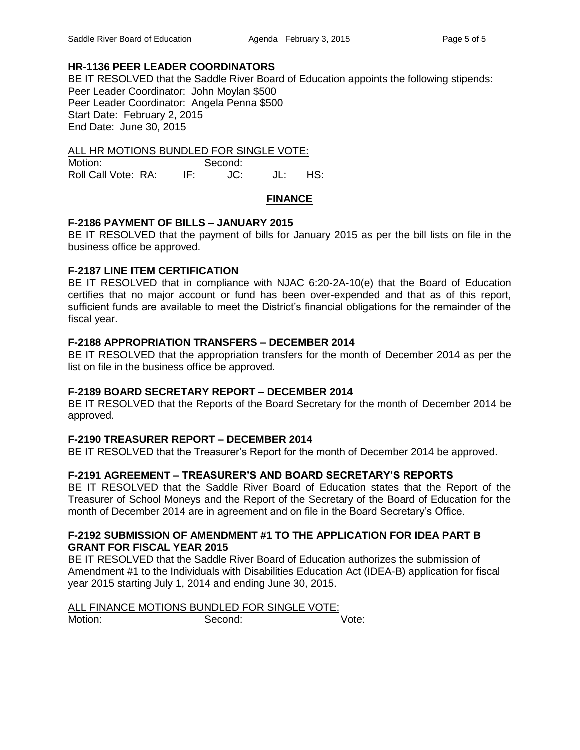**HR-1136 PEER LEADER COORDINATORS**
BE IT RESOLVED that the Saddle River Board of Education appoints the following stipends:
Peer Leader Coordinator: John Moylan $500
Peer Leader Coordinator: Angela Penna $500
Start Date: February 2, 2015
End Date: June 30, 2015

ALL HR MOTIONS BUNDLED FOR SINGLE VOTE:
Motion: Second:
Roll Call Vote: RA: IF: JC: JL: HS:

## FINANCE

**F-2186 PAYMENT OF BILLS – JANUARY 2015**
BE IT RESOLVED that the payment of bills for January 2015 as per the bill lists on file in the business office be approved.

**F-2187 LINE ITEM CERTIFICATION**
BE IT RESOLVED that in compliance with NJAC 6:20-2A-10(e) that the Board of Education certifies that no major account or fund has been over-expended and that as of this report, sufficient funds are available to meet the District's financial obligations for the remainder of the fiscal year.

**F-2188 APPROPRIATION TRANSFERS – DECEMBER 2014**
BE IT RESOLVED that the appropriation transfers for the month of December 2014 as per the list on file in the business office be approved.

**F-2189 BOARD SECRETARY REPORT – DECEMBER 2014**
BE IT RESOLVED that the Reports of the Board Secretary for the month of December 2014 be approved.

**F-2190 TREASURER REPORT – DECEMBER 2014**
BE IT RESOLVED that the Treasurer's Report for the month of December 2014 be approved.

**F-2191 AGREEMENT – TREASURER'S AND BOARD SECRETARY'S REPORTS**
BE IT RESOLVED that the Saddle River Board of Education states that the Report of the Treasurer of School Moneys and the Report of the Secretary of the Board of Education for the month of December 2014 are in agreement and on file in the Board Secretary's Office.

**F-2192 SUBMISSION OF AMENDMENT #1 TO THE APPLICATION FOR IDEA PART B GRANT FOR FISCAL YEAR 2015**
BE IT RESOLVED that the Saddle River Board of Education authorizes the submission of Amendment #1 to the Individuals with Disabilities Education Act (IDEA-B) application for fiscal year 2015 starting July 1, 2014 and ending June 30, 2015.

ALL FINANCE MOTIONS BUNDLED FOR SINGLE VOTE:
Motion: Second: Vote: